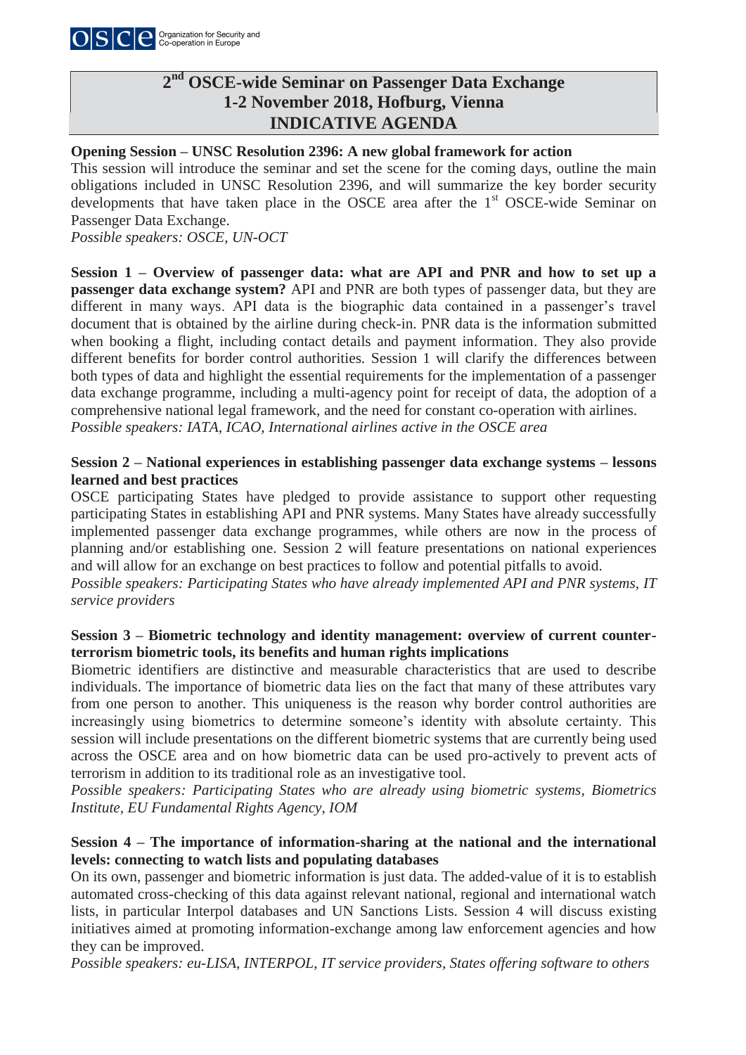# 2nd OSCE-wide Seminar on Passenger Data Exchange
## 1-2 November 2018, Hofburg, Vienna
## INDICATIVE AGENDA

**Opening Session – UNSC Resolution 2396: A new global framework for action**

This session will introduce the seminar and set the scene for the coming days, outline the main obligations included in UNSC Resolution 2396, and will summarize the key border security developments that have taken place in the OSCE area after the 1st OSCE-wide Seminar on Passenger Data Exchange.

*Possible speakers: OSCE, UN-OCT*

**Session 1 – Overview of passenger data: what are API and PNR and how to set up a passenger data exchange system?** API and PNR are both types of passenger data, but they are different in many ways. API data is the biographic data contained in a passenger's travel document that is obtained by the airline during check-in. PNR data is the information submitted when booking a flight, including contact details and payment information. They also provide different benefits for border control authorities. Session 1 will clarify the differences between both types of data and highlight the essential requirements for the implementation of a passenger data exchange programme, including a multi-agency point for receipt of data, the adoption of a comprehensive national legal framework, and the need for constant co-operation with airlines.

*Possible speakers: IATA, ICAO, International airlines active in the OSCE area*

**Session 2 – National experiences in establishing passenger data exchange systems – lessons learned and best practices**

OSCE participating States have pledged to provide assistance to support other requesting participating States in establishing API and PNR systems. Many States have already successfully implemented passenger data exchange programmes, while others are now in the process of planning and/or establishing one. Session 2 will feature presentations on national experiences and will allow for an exchange on best practices to follow and potential pitfalls to avoid.

*Possible speakers: Participating States who have already implemented API and PNR systems, IT service providers*

**Session 3 – Biometric technology and identity management: overview of current counter-terrorism biometric tools, its benefits and human rights implications**

Biometric identifiers are distinctive and measurable characteristics that are used to describe individuals. The importance of biometric data lies on the fact that many of these attributes vary from one person to another. This uniqueness is the reason why border control authorities are increasingly using biometrics to determine someone's identity with absolute certainty. This session will include presentations on the different biometric systems that are currently being used across the OSCE area and on how biometric data can be used pro-actively to prevent acts of terrorism in addition to its traditional role as an investigative tool.

*Possible speakers: Participating States who are already using biometric systems, Biometrics Institute, EU Fundamental Rights Agency, IOM*

**Session 4 – The importance of information-sharing at the national and the international levels: connecting to watch lists and populating databases**

On its own, passenger and biometric information is just data. The added-value of it is to establish automated cross-checking of this data against relevant national, regional and international watch lists, in particular Interpol databases and UN Sanctions Lists. Session 4 will discuss existing initiatives aimed at promoting information-exchange among law enforcement agencies and how they can be improved.

*Possible speakers: eu-LISA, INTERPOL, IT service providers, States offering software to others*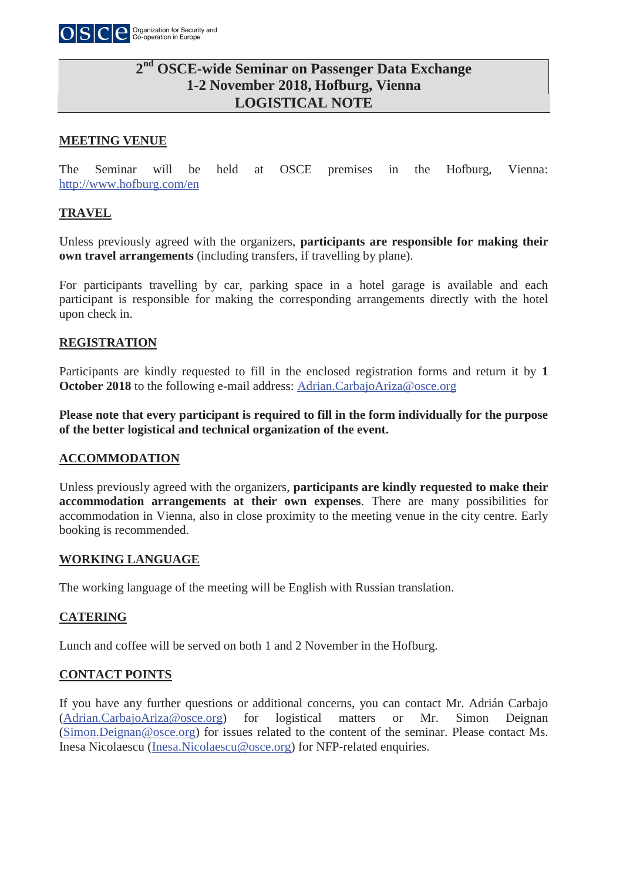# 2nd OSCE-wide Seminar on Passenger Data Exchange
# 1-2 November 2018, Hofburg, Vienna
# LOGISTICAL NOTE

## MEETING VENUE

The Seminar will be held at OSCE premises in the Hofburg, Vienna: http://www.hofburg.com/en

## TRAVEL

Unless previously agreed with the organizers, **participants are responsible for making their own travel arrangements** (including transfers, if travelling by plane).

For participants travelling by car, parking space in a hotel garage is available and each participant is responsible for making the corresponding arrangements directly with the hotel upon check in.

## REGISTRATION

Participants are kindly requested to fill in the enclosed registration forms and return it by **1 October 2018** to the following e-mail address: Adrian.CarbajoAriza@osce.org

**Please note that every participant is required to fill in the form individually for the purpose of the better logistical and technical organization of the event.**

## ACCOMMODATION

Unless previously agreed with the organizers, **participants are kindly requested to make their accommodation arrangements at their own expenses**. There are many possibilities for accommodation in Vienna, also in close proximity to the meeting venue in the city centre. Early booking is recommended.

## WORKING LANGUAGE

The working language of the meeting will be English with Russian translation.

## CATERING

Lunch and coffee will be served on both 1 and 2 November in the Hofburg.

## CONTACT POINTS

If you have any further questions or additional concerns, you can contact Mr. Adrián Carbajo (Adrian.CarbajoAriza@osce.org) for logistical matters or Mr. Simon Deignan (Simon.Deignan@osce.org) for issues related to the content of the seminar. Please contact Ms. Inesa Nicolaescu (Inesa.Nicolaescu@osce.org) for NFP-related enquiries.